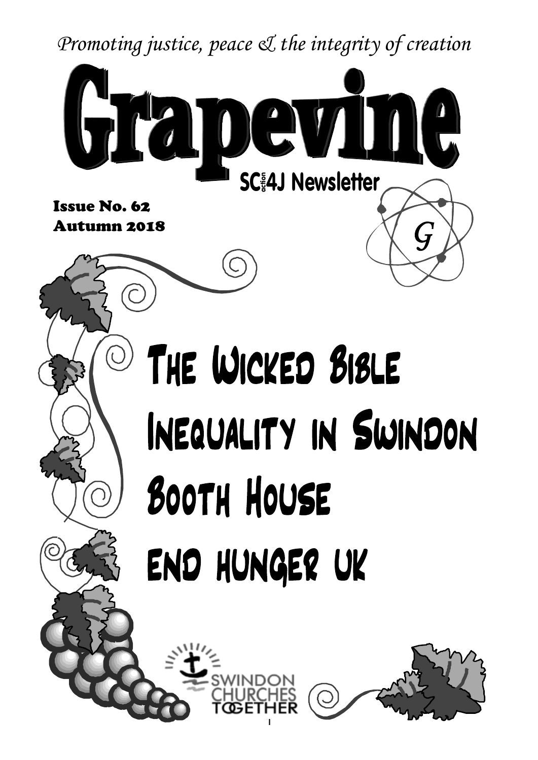*Promoting justice, peace & the integrity of creation*

# Grapevine

**SCaction4J Newsletter**

**Issue No. 62**
**Autumn 2018**

## The Wicked Bible

## Inequality in Swindon

## Booth House

## End Hunger UK

Swindon Churches Together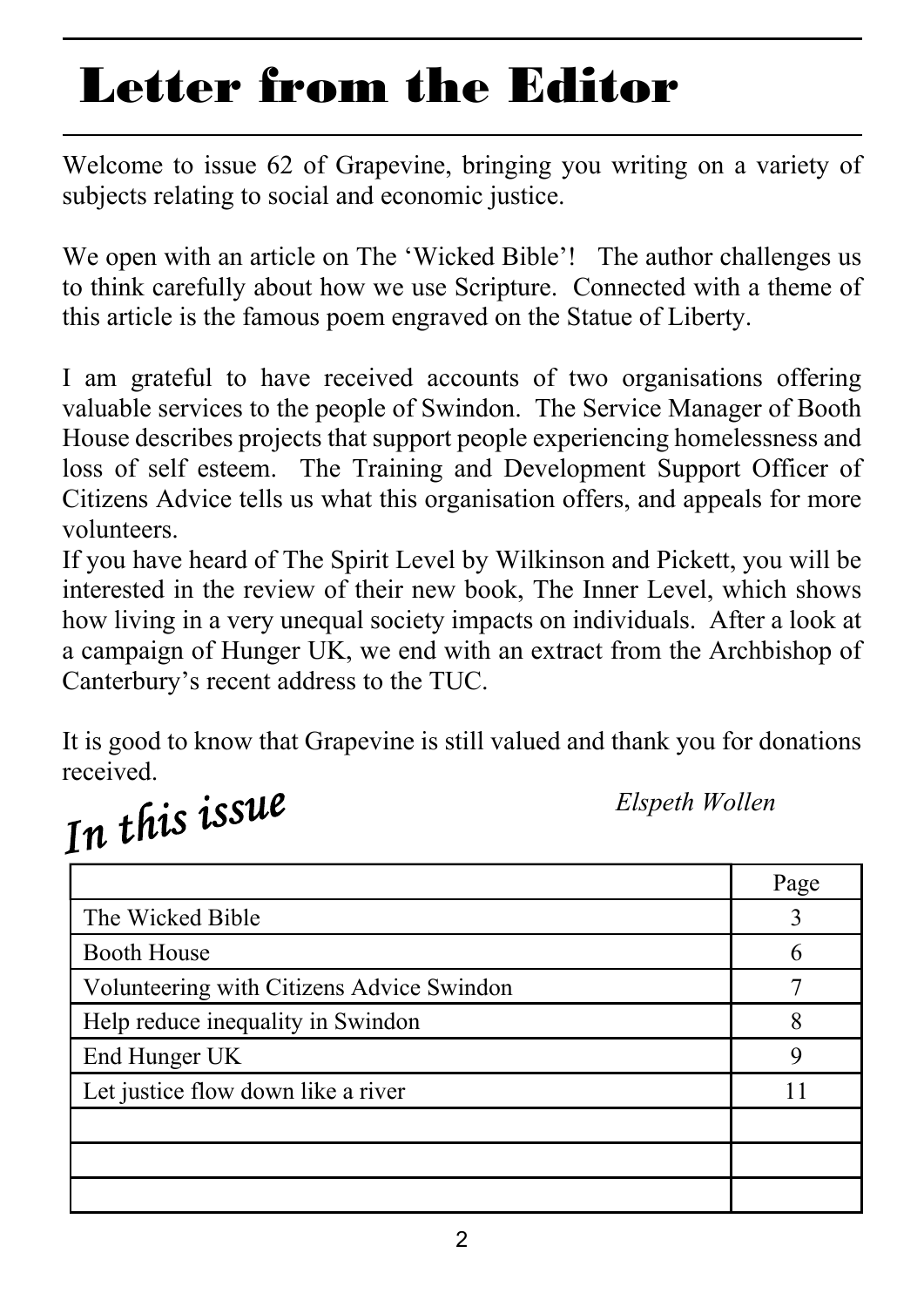# Letter from the Editor

Welcome to issue 62 of Grapevine, bringing you writing on a variety of subjects relating to social and economic justice.

We open with an article on The 'Wicked Bible'! The author challenges us to think carefully about how we use Scripture. Connected with a theme of this article is the famous poem engraved on the Statue of Liberty.

I am grateful to have received accounts of two organisations offering valuable services to the people of Swindon. The Service Manager of Booth House describes projects that support people experiencing homelessness and loss of self esteem. The Training and Development Support Officer of Citizens Advice tells us what this organisation offers, and appeals for more volunteers.

If you have heard of The Spirit Level by Wilkinson and Pickett, you will be interested in the review of their new book, The Inner Level, which shows how living in a very unequal society impacts on individuals. After a look at a campaign of Hunger UK, we end with an extract from the Archbishop of Canterbury's recent address to the TUC.

It is good to know that Grapevine is still valued and thank you for donations received.

*Elspeth Wollen*

## *In this issue*

| | Page |
|---|---|
| The Wicked Bible | 3 |
| Booth House | 6 |
| Volunteering with Citizens Advice Swindon | 7 |
| Help reduce inequality in Swindon | 8 |
| End Hunger UK | 9 |
| Let justice flow down like a river | 11 |
| | |
| | |
| | |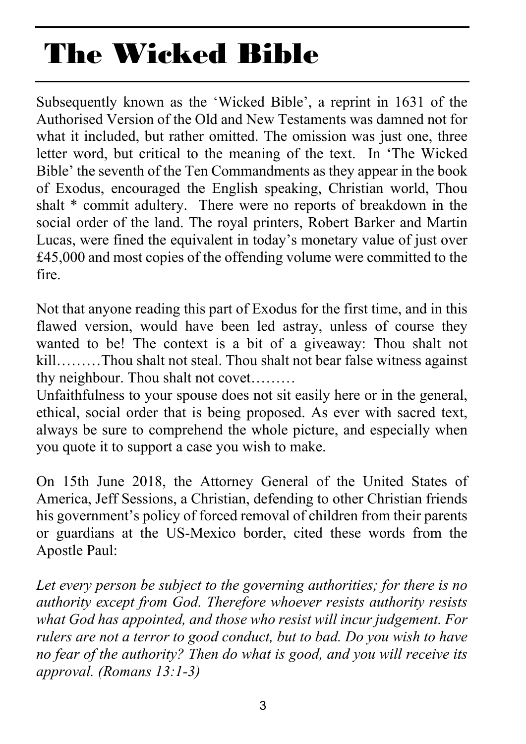# The Wicked Bible

Subsequently known as the 'Wicked Bible', a reprint in 1631 of the Authorised Version of the Old and New Testaments was damned not for what it included, but rather omitted. The omission was just one, three letter word, but critical to the meaning of the text. In 'The Wicked Bible' the seventh of the Ten Commandments as they appear in the book of Exodus, encouraged the English speaking, Christian world, Thou shalt * commit adultery. There were no reports of breakdown in the social order of the land. The royal printers, Robert Barker and Martin Lucas, were fined the equivalent in today's monetary value of just over £45,000 and most copies of the offending volume were committed to the fire.

Not that anyone reading this part of Exodus for the first time, and in this flawed version, would have been led astray, unless of course they wanted to be! The context is a bit of a giveaway: Thou shalt not kill………Thou shalt not steal. Thou shalt not bear false witness against thy neighbour. Thou shalt not covet………

Unfaithfulness to your spouse does not sit easily here or in the general, ethical, social order that is being proposed. As ever with sacred text, always be sure to comprehend the whole picture, and especially when you quote it to support a case you wish to make.

On 15th June 2018, the Attorney General of the United States of America, Jeff Sessions, a Christian, defending to other Christian friends his government's policy of forced removal of children from their parents or guardians at the US-Mexico border, cited these words from the Apostle Paul:

*Let every person be subject to the governing authorities; for there is no authority except from God. Therefore whoever resists authority resists what God has appointed, and those who resist will incur judgement. For rulers are not a terror to good conduct, but to bad. Do you wish to have no fear of the authority? Then do what is good, and you will receive its approval. (Romans 13:1-3)*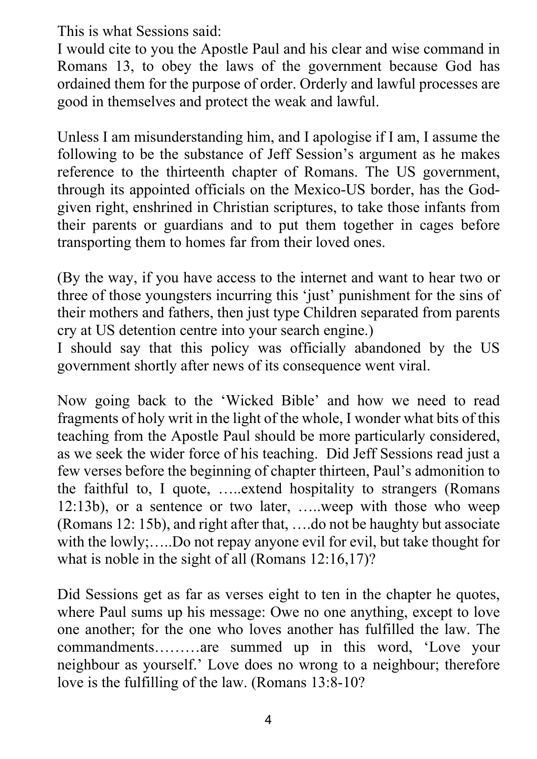This is what Sessions said:
I would cite to you the Apostle Paul and his clear and wise command in Romans 13, to obey the laws of the government because God has ordained them for the purpose of order. Orderly and lawful processes are good in themselves and protect the weak and lawful.

Unless I am misunderstanding him, and I apologise if I am, I assume the following to be the substance of Jeff Session's argument as he makes reference to the thirteenth chapter of Romans. The US government, through its appointed officials on the Mexico-US border, has the God-given right, enshrined in Christian scriptures, to take those infants from their parents or guardians and to put them together in cages before transporting them to homes far from their loved ones.

(By the way, if you have access to the internet and want to hear two or three of those youngsters incurring this 'just' punishment for the sins of their mothers and fathers, then just type Children separated from parents cry at US detention centre into your search engine.)
I should say that this policy was officially abandoned by the US government shortly after news of its consequence went viral.

Now going back to the 'Wicked Bible' and how we need to read fragments of holy writ in the light of the whole, I wonder what bits of this teaching from the Apostle Paul should be more particularly considered, as we seek the wider force of his teaching. Did Jeff Sessions read just a few verses before the beginning of chapter thirteen, Paul's admonition to the faithful to, I quote, …..extend hospitality to strangers (Romans 12:13b), or a sentence or two later, …..weep with those who weep (Romans 12: 15b), and right after that, ….do not be haughty but associate with the lowly;…..Do not repay anyone evil for evil, but take thought for what is noble in the sight of all (Romans 12:16,17)?

Did Sessions get as far as verses eight to ten in the chapter he quotes, where Paul sums up his message: Owe no one anything, except to love one another; for the one who loves another has fulfilled the law. The commandments………are summed up in this word, 'Love your neighbour as yourself.' Love does no wrong to a neighbour; therefore love is the fulfilling of the law. (Romans 13:8-10?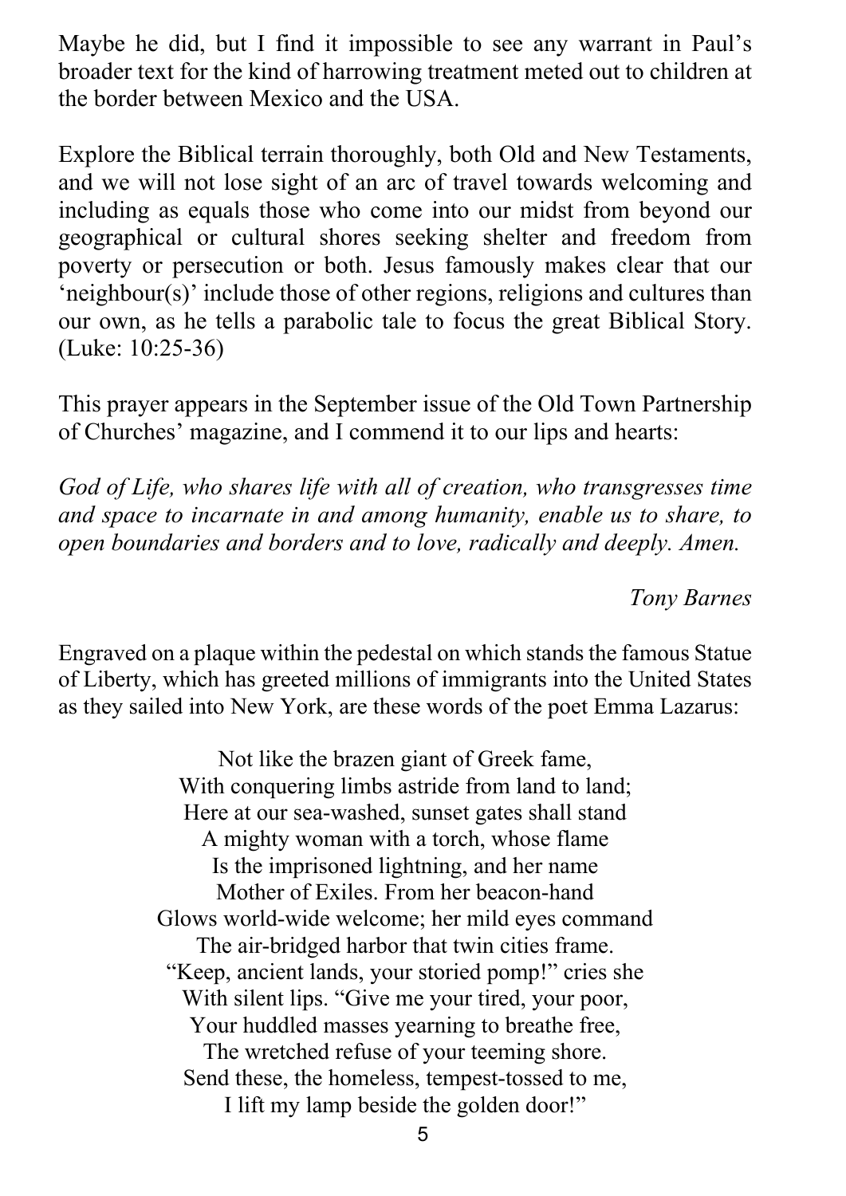Maybe he did, but I find it impossible to see any warrant in Paul's broader text for the kind of harrowing treatment meted out to children at the border between Mexico and the USA.

Explore the Biblical terrain thoroughly, both Old and New Testaments, and we will not lose sight of an arc of travel towards welcoming and including as equals those who come into our midst from beyond our geographical or cultural shores seeking shelter and freedom from poverty or persecution or both. Jesus famously makes clear that our 'neighbour(s)' include those of other regions, religions and cultures than our own, as he tells a parabolic tale to focus the great Biblical Story. (Luke: 10:25-36)

This prayer appears in the September issue of the Old Town Partnership of Churches' magazine, and I commend it to our lips and hearts:

*God of Life, who shares life with all of creation, who transgresses time and space to incarnate in and among humanity, enable us to share, to open boundaries and borders and to love, radically and deeply. Amen.*

*Tony Barnes*

Engraved on a plaque within the pedestal on which stands the famous Statue of Liberty, which has greeted millions of immigrants into the United States as they sailed into New York, are these words of the poet Emma Lazarus:

Not like the brazen giant of Greek fame,  
With conquering limbs astride from land to land;  
Here at our sea-washed, sunset gates shall stand  
A mighty woman with a torch, whose flame  
Is the imprisoned lightning, and her name  
Mother of Exiles. From her beacon-hand  
Glows world-wide welcome; her mild eyes command  
The air-bridged harbor that twin cities frame.  
"Keep, ancient lands, your storied pomp!" cries she  
With silent lips. "Give me your tired, your poor,  
Your huddled masses yearning to breathe free,  
The wretched refuse of your teeming shore.  
Send these, the homeless, tempest-tossed to me,  
I lift my lamp beside the golden door!"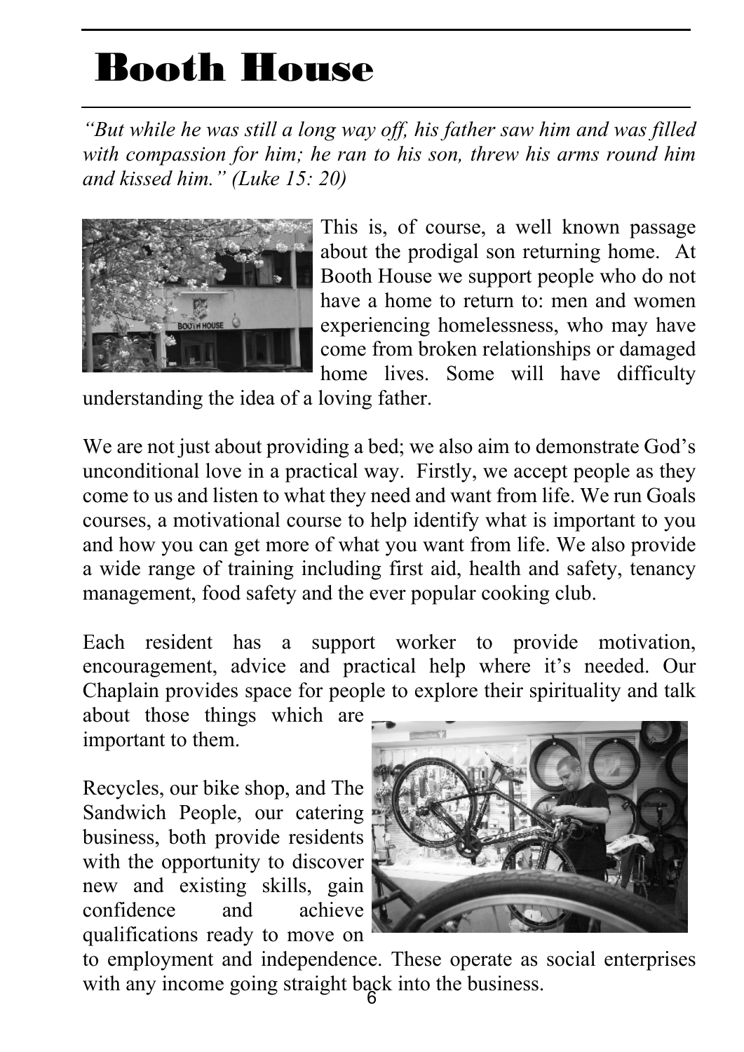# Booth House

*"But while he was still a long way off, his father saw him and was filled with compassion for him; he ran to his son, threw his arms round him and kissed him." (Luke 15: 20)*

This is, of course, a well known passage about the prodigal son returning home. At Booth House we support people who do not have a home to return to: men and women experiencing homelessness, who may have come from broken relationships or damaged home lives. Some will have difficulty understanding the idea of a loving father.

We are not just about providing a bed; we also aim to demonstrate God's unconditional love in a practical way. Firstly, we accept people as they come to us and listen to what they need and want from life. We run Goals courses, a motivational course to help identify what is important to you and how you can get more of what you want from life. We also provide a wide range of training including first aid, health and safety, tenancy management, food safety and the ever popular cooking club.

Each resident has a support worker to provide motivation, encouragement, advice and practical help where it's needed. Our Chaplain provides space for people to explore their spirituality and talk about those things which are important to them.

Recycles, our bike shop, and The Sandwich People, our catering business, both provide residents with the opportunity to discover new and existing skills, gain confidence and achieve qualifications ready to move on to employment and independence. These operate as social enterprises with any income going straight back into the business.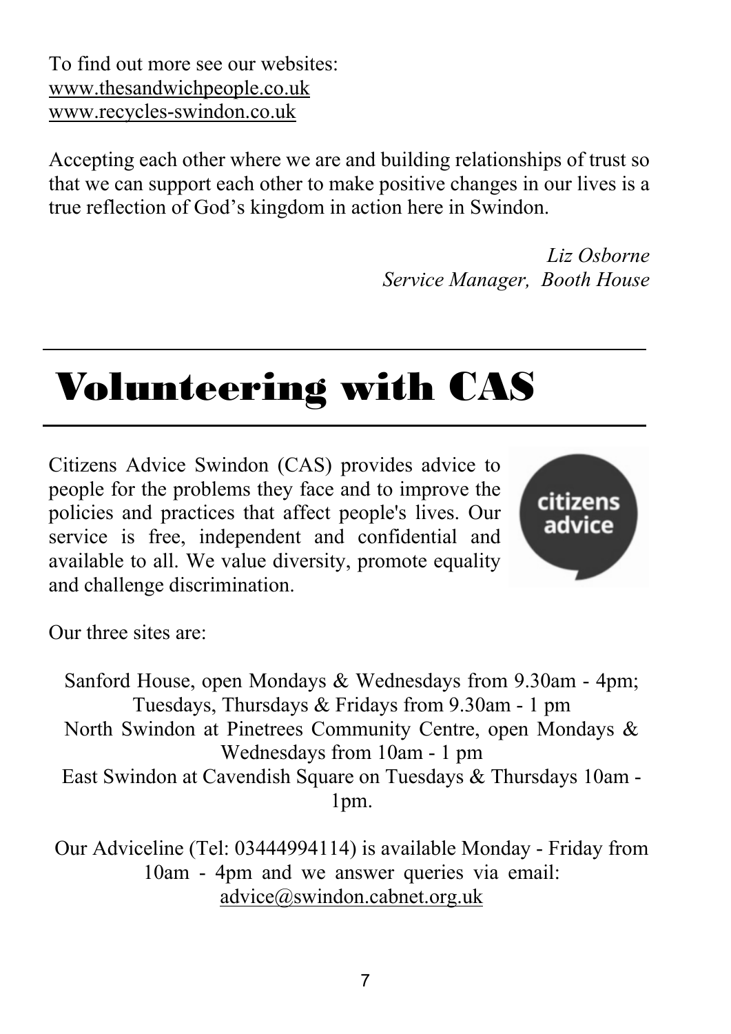To find out more see our websites:
www.thesandwichpeople.co.uk
www.recycles-swindon.co.uk

Accepting each other where we are and building relationships of trust so that we can support each other to make positive changes in our lives is a true reflection of God's kingdom in action here in Swindon.

*Liz Osborne*
*Service Manager, Booth House*

# Volunteering with CAS

Citizens Advice Swindon (CAS) provides advice to people for the problems they face and to improve the policies and practices that affect people's lives. Our service is free, independent and confidential and available to all. We value diversity, promote equality and challenge discrimination.

Our three sites are:

Sanford House, open Mondays & Wednesdays from 9.30am - 4pm; Tuesdays, Thursdays & Fridays from 9.30am - 1 pm
North Swindon at Pinetrees Community Centre, open Mondays & Wednesdays from 10am - 1 pm
East Swindon at Cavendish Square on Tuesdays & Thursdays 10am - 1pm.

Our Adviceline (Tel: 03444994114) is available Monday - Friday from 10am - 4pm and we answer queries via email: advice@swindon.cabnet.org.uk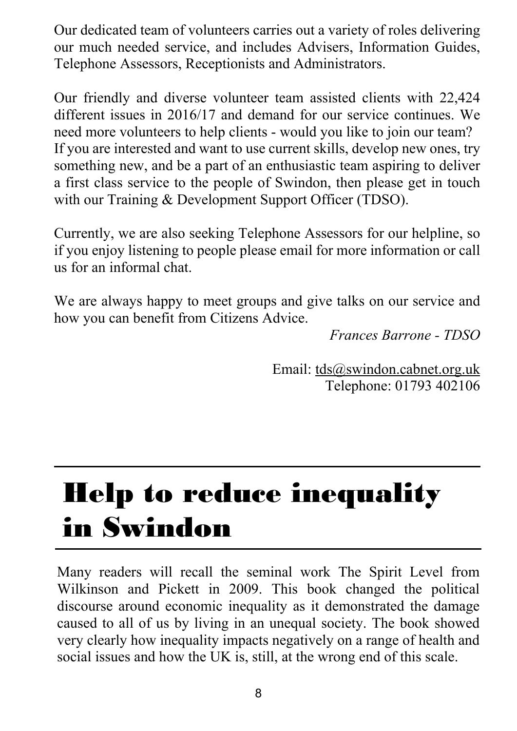Our dedicated team of volunteers carries out a variety of roles delivering our much needed service, and includes Advisers, Information Guides, Telephone Assessors, Receptionists and Administrators.

Our friendly and diverse volunteer team assisted clients with 22,424 different issues in 2016/17 and demand for our service continues. We need more volunteers to help clients - would you like to join our team? If you are interested and want to use current skills, develop new ones, try something new, and be a part of an enthusiastic team aspiring to deliver a first class service to the people of Swindon, then please get in touch with our Training & Development Support Officer (TDSO).

Currently, we are also seeking Telephone Assessors for our helpline, so if you enjoy listening to people please email for more information or call us for an informal chat.

We are always happy to meet groups and give talks on our service and how you can benefit from Citizens Advice.

*Frances Barrone - TDSO*

Email: tds@swindon.cabnet.org.uk
Telephone: 01793 402106

# Help to reduce inequality in Swindon

Many readers will recall the seminal work The Spirit Level from Wilkinson and Pickett in 2009. This book changed the political discourse around economic inequality as it demonstrated the damage caused to all of us by living in an unequal society. The book showed very clearly how inequality impacts negatively on a range of health and social issues and how the UK is, still, at the wrong end of this scale.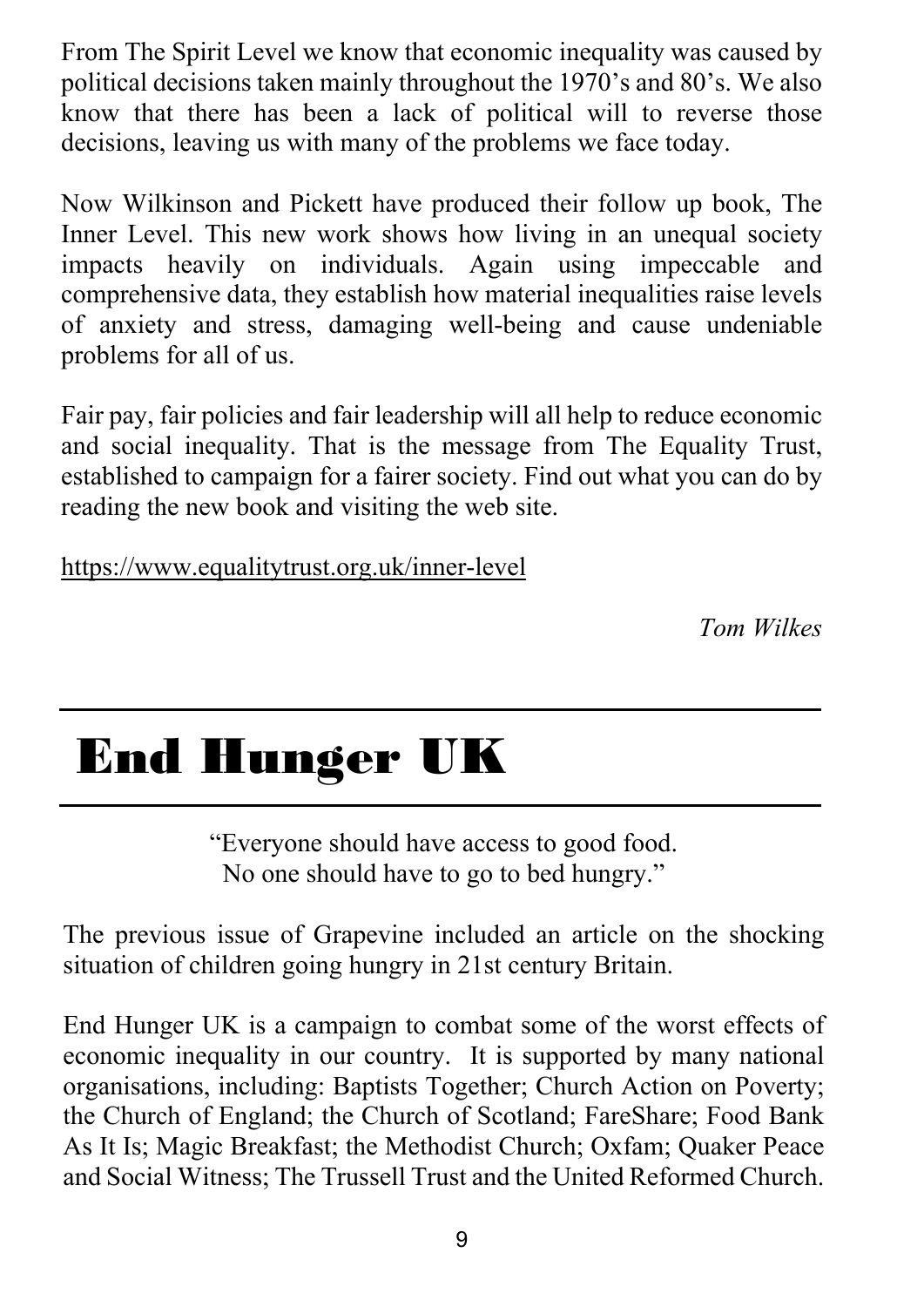From The Spirit Level we know that economic inequality was caused by political decisions taken mainly throughout the 1970's and 80's. We also know that there has been a lack of political will to reverse those decisions, leaving us with many of the problems we face today.

Now Wilkinson and Pickett have produced their follow up book, The Inner Level. This new work shows how living in an unequal society impacts heavily on individuals. Again using impeccable and comprehensive data, they establish how material inequalities raise levels of anxiety and stress, damaging well-being and cause undeniable problems for all of us.

Fair pay, fair policies and fair leadership will all help to reduce economic and social inequality. That is the message from The Equality Trust, established to campaign for a fairer society. Find out what you can do by reading the new book and visiting the web site.

https://www.equalitytrust.org.uk/inner-level

*Tom Wilkes*

# End Hunger UK

"Everyone should have access to good food.
No one should have to go to bed hungry."

The previous issue of Grapevine included an article on the shocking situation of children going hungry in 21st century Britain.

End Hunger UK is a campaign to combat some of the worst effects of economic inequality in our country. It is supported by many national organisations, including: Baptists Together; Church Action on Poverty; the Church of England; the Church of Scotland; FareShare; Food Bank As It Is; Magic Breakfast; the Methodist Church; Oxfam; Quaker Peace and Social Witness; The Trussell Trust and the United Reformed Church.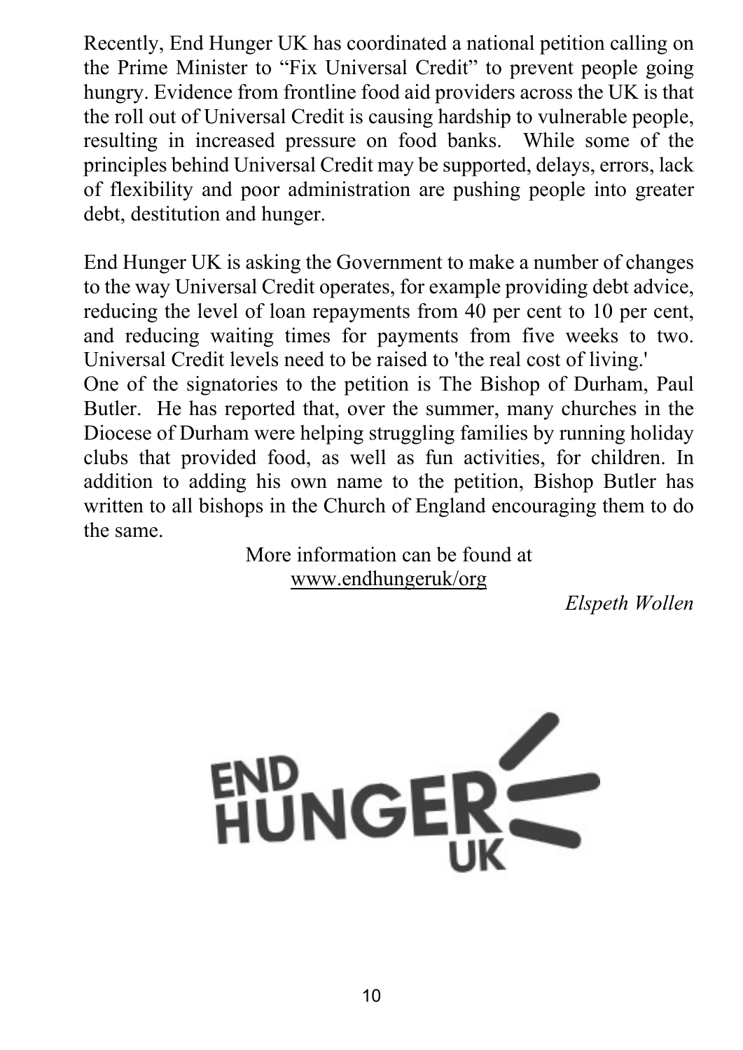Recently, End Hunger UK has coordinated a national petition calling on the Prime Minister to "Fix Universal Credit" to prevent people going hungry. Evidence from frontline food aid providers across the UK is that the roll out of Universal Credit is causing hardship to vulnerable people, resulting in increased pressure on food banks. While some of the principles behind Universal Credit may be supported, delays, errors, lack of flexibility and poor administration are pushing people into greater debt, destitution and hunger.

End Hunger UK is asking the Government to make a number of changes to the way Universal Credit operates, for example providing debt advice, reducing the level of loan repayments from 40 per cent to 10 per cent, and reducing waiting times for payments from five weeks to two. Universal Credit levels need to be raised to 'the real cost of living.'

One of the signatories to the petition is The Bishop of Durham, Paul Butler. He has reported that, over the summer, many churches in the Diocese of Durham were helping struggling families by running holiday clubs that provided food, as well as fun activities, for children. In addition to adding his own name to the petition, Bishop Butler has written to all bishops in the Church of England encouraging them to do the same.

More information can be found at www.endhungeruk/org

*Elspeth Wollen*

END HUNGER UK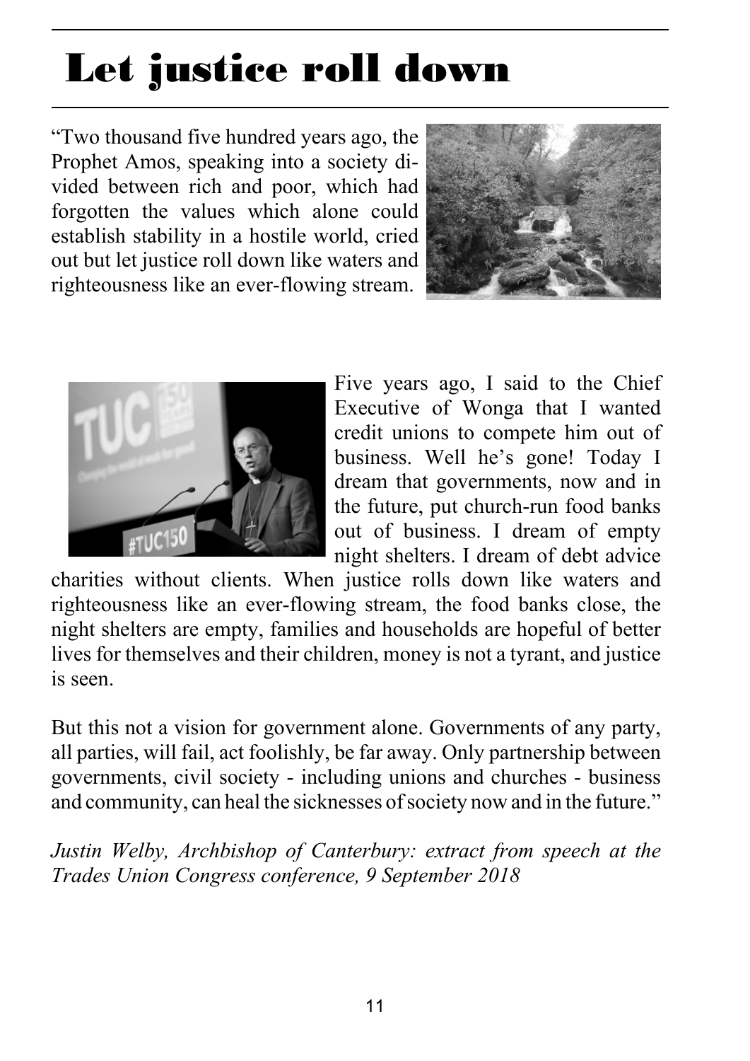# Let justice roll down

"Two thousand five hundred years ago, the Prophet Amos, speaking into a society divided between rich and poor, which had forgotten the values which alone could establish stability in a hostile world, cried out but let justice roll down like waters and righteousness like an ever-flowing stream.

Five years ago, I said to the Chief Executive of Wonga that I wanted credit unions to compete him out of business. Well he's gone! Today I dream that governments, now and in the future, put church-run food banks out of business. I dream of empty night shelters. I dream of debt advice charities without clients. When justice rolls down like waters and righteousness like an ever-flowing stream, the food banks close, the night shelters are empty, families and households are hopeful of better lives for themselves and their children, money is not a tyrant, and justice is seen.

But this not a vision for government alone. Governments of any party, all parties, will fail, act foolishly, be far away. Only partnership between governments, civil society - including unions and churches - business and community, can heal the sicknesses of society now and in the future."

*Justin Welby, Archbishop of Canterbury: extract from speech at the Trades Union Congress conference, 9 September 2018*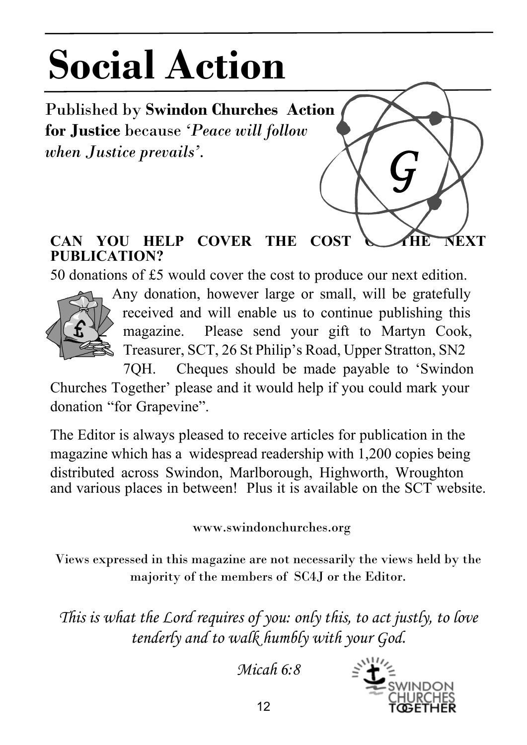# Social Action

Published by **Swindon Churches Action for Justice** because *'Peace will follow when Justice prevails'*.

**CAN YOU HELP COVER THE COST OF THE NEXT PUBLICATION?**

50 donations of £5 would cover the cost to produce our next edition. Any donation, however large or small, will be gratefully received and will enable us to continue publishing this magazine. Please send your gift to Martyn Cook, Treasurer, SCT, 26 St Philip's Road, Upper Stratton, SN2 7QH. Cheques should be made payable to 'Swindon Churches Together' please and it would help if you could mark your donation "for Grapevine".

The Editor is always pleased to receive articles for publication in the magazine which has a widespread readership with 1,200 copies being distributed across Swindon, Marlborough, Highworth, Wroughton and various places in between! Plus it is available on the SCT website.

www.swindonchurches.org

Views expressed in this magazine are not necessarily the views held by the majority of the members of SC4J or the Editor.

*This is what the Lord requires of you: only this, to act justly, to love tenderly and to walk humbly with your God.*

*Micah 6:8*